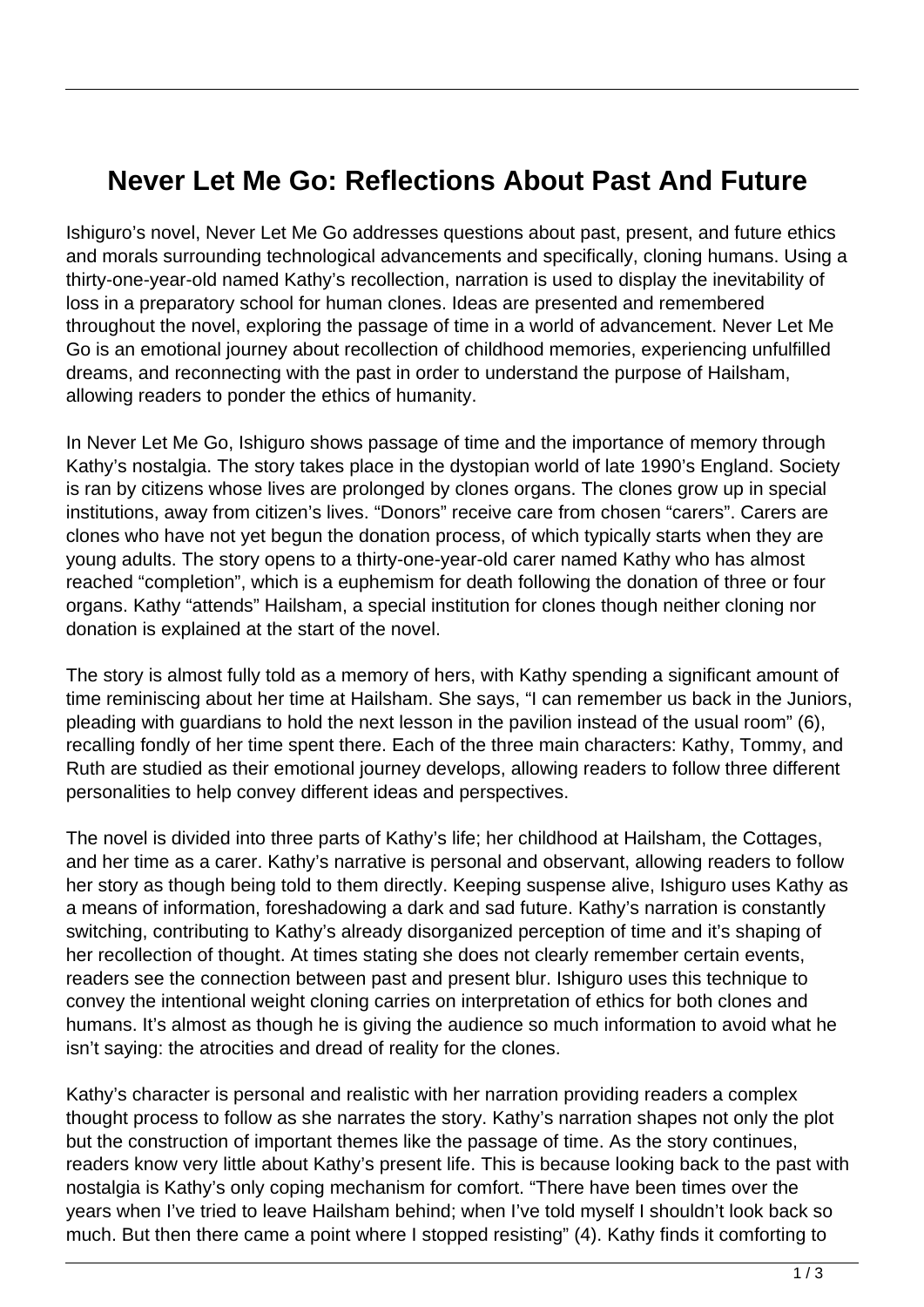# Never Let Me Go: Reflections About Past And Future

Ishiguro's novel, Never Let Me Go addresses questions about past, present, and future ethics and morals surrounding technological advancements and specifically, cloning humans. Using a thirty-one-year-old named Kathy's recollection, narration is used to display the inevitability of loss in a preparatory school for human clones. Ideas are presented and remembered throughout the novel, exploring the passage of time in a world of advancement. Never Let Me Go is an emotional journey about recollection of childhood memories, experiencing unfulfilled dreams, and reconnecting with the past in order to understand the purpose of Hailsham, allowing readers to ponder the ethics of humanity.

In Never Let Me Go, Ishiguro shows passage of time and the importance of memory through Kathy's nostalgia. The story takes place in the dystopian world of late 1990's England. Society is ran by citizens whose lives are prolonged by clones organs. The clones grow up in special institutions, away from citizen's lives. "Donors" receive care from chosen "carers". Carers are clones who have not yet begun the donation process, of which typically starts when they are young adults. The story opens to a thirty-one-year-old carer named Kathy who has almost reached "completion", which is a euphemism for death following the donation of three or four organs. Kathy "attends" Hailsham, a special institution for clones though neither cloning nor donation is explained at the start of the novel.

The story is almost fully told as a memory of hers, with Kathy spending a significant amount of time reminiscing about her time at Hailsham. She says, "I can remember us back in the Juniors, pleading with guardians to hold the next lesson in the pavilion instead of the usual room" (6), recalling fondly of her time spent there. Each of the three main characters: Kathy, Tommy, and Ruth are studied as their emotional journey develops, allowing readers to follow three different personalities to help convey different ideas and perspectives.

The novel is divided into three parts of Kathy's life; her childhood at Hailsham, the Cottages, and her time as a carer. Kathy's narrative is personal and observant, allowing readers to follow her story as though being told to them directly. Keeping suspense alive, Ishiguro uses Kathy as a means of information, foreshadowing a dark and sad future. Kathy's narration is constantly switching, contributing to Kathy's already disorganized perception of time and it's shaping of her recollection of thought. At times stating she does not clearly remember certain events, readers see the connection between past and present blur. Ishiguro uses this technique to convey the intentional weight cloning carries on interpretation of ethics for both clones and humans. It's almost as though he is giving the audience so much information to avoid what he isn't saying: the atrocities and dread of reality for the clones.

Kathy's character is personal and realistic with her narration providing readers a complex thought process to follow as she narrates the story. Kathy's narration shapes not only the plot but the construction of important themes like the passage of time. As the story continues, readers know very little about Kathy's present life. This is because looking back to the past with nostalgia is Kathy's only coping mechanism for comfort. "There have been times over the years when I've tried to leave Hailsham behind; when I've told myself I shouldn't look back so much. But then there came a point where I stopped resisting" (4). Kathy finds it comforting to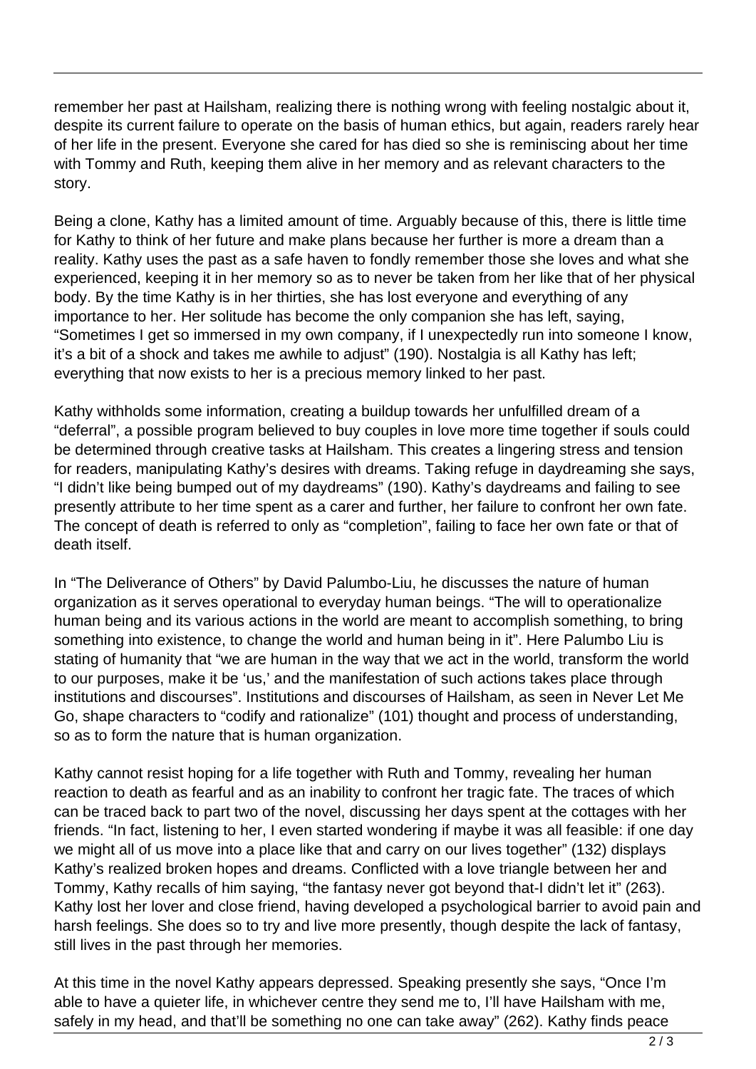remember her past at Hailsham, realizing there is nothing wrong with feeling nostalgic about it, despite its current failure to operate on the basis of human ethics, but again, readers rarely hear of her life in the present. Everyone she cared for has died so she is reminiscing about her time with Tommy and Ruth, keeping them alive in her memory and as relevant characters to the story.

Being a clone, Kathy has a limited amount of time. Arguably because of this, there is little time for Kathy to think of her future and make plans because her further is more a dream than a reality. Kathy uses the past as a safe haven to fondly remember those she loves and what she experienced, keeping it in her memory so as to never be taken from her like that of her physical body. By the time Kathy is in her thirties, she has lost everyone and everything of any importance to her. Her solitude has become the only companion she has left, saying, "Sometimes I get so immersed in my own company, if I unexpectedly run into someone I know, it's a bit of a shock and takes me awhile to adjust" (190). Nostalgia is all Kathy has left; everything that now exists to her is a precious memory linked to her past.

Kathy withholds some information, creating a buildup towards her unfulfilled dream of a "deferral", a possible program believed to buy couples in love more time together if souls could be determined through creative tasks at Hailsham. This creates a lingering stress and tension for readers, manipulating Kathy's desires with dreams. Taking refuge in daydreaming she says, "I didn't like being bumped out of my daydreams" (190). Kathy's daydreams and failing to see presently attribute to her time spent as a carer and further, her failure to confront her own fate. The concept of death is referred to only as "completion", failing to face her own fate or that of death itself.

In "The Deliverance of Others" by David Palumbo-Liu, he discusses the nature of human organization as it serves operational to everyday human beings. "The will to operationalize human being and its various actions in the world are meant to accomplish something, to bring something into existence, to change the world and human being in it". Here Palumbo Liu is stating of humanity that "we are human in the way that we act in the world, transform the world to our purposes, make it be 'us,' and the manifestation of such actions takes place through institutions and discourses". Institutions and discourses of Hailsham, as seen in Never Let Me Go, shape characters to "codify and rationalize" (101) thought and process of understanding, so as to form the nature that is human organization.

Kathy cannot resist hoping for a life together with Ruth and Tommy, revealing her human reaction to death as fearful and as an inability to confront her tragic fate. The traces of which can be traced back to part two of the novel, discussing her days spent at the cottages with her friends. "In fact, listening to her, I even started wondering if maybe it was all feasible: if one day we might all of us move into a place like that and carry on our lives together" (132) displays Kathy's realized broken hopes and dreams. Conflicted with a love triangle between her and Tommy, Kathy recalls of him saying, "the fantasy never got beyond that-I didn't let it" (263). Kathy lost her lover and close friend, having developed a psychological barrier to avoid pain and harsh feelings. She does so to try and live more presently, though despite the lack of fantasy, still lives in the past through her memories.

At this time in the novel Kathy appears depressed. Speaking presently she says, "Once I'm able to have a quieter life, in whichever centre they send me to, I'll have Hailsham with me, safely in my head, and that'll be something no one can take away" (262). Kathy finds peace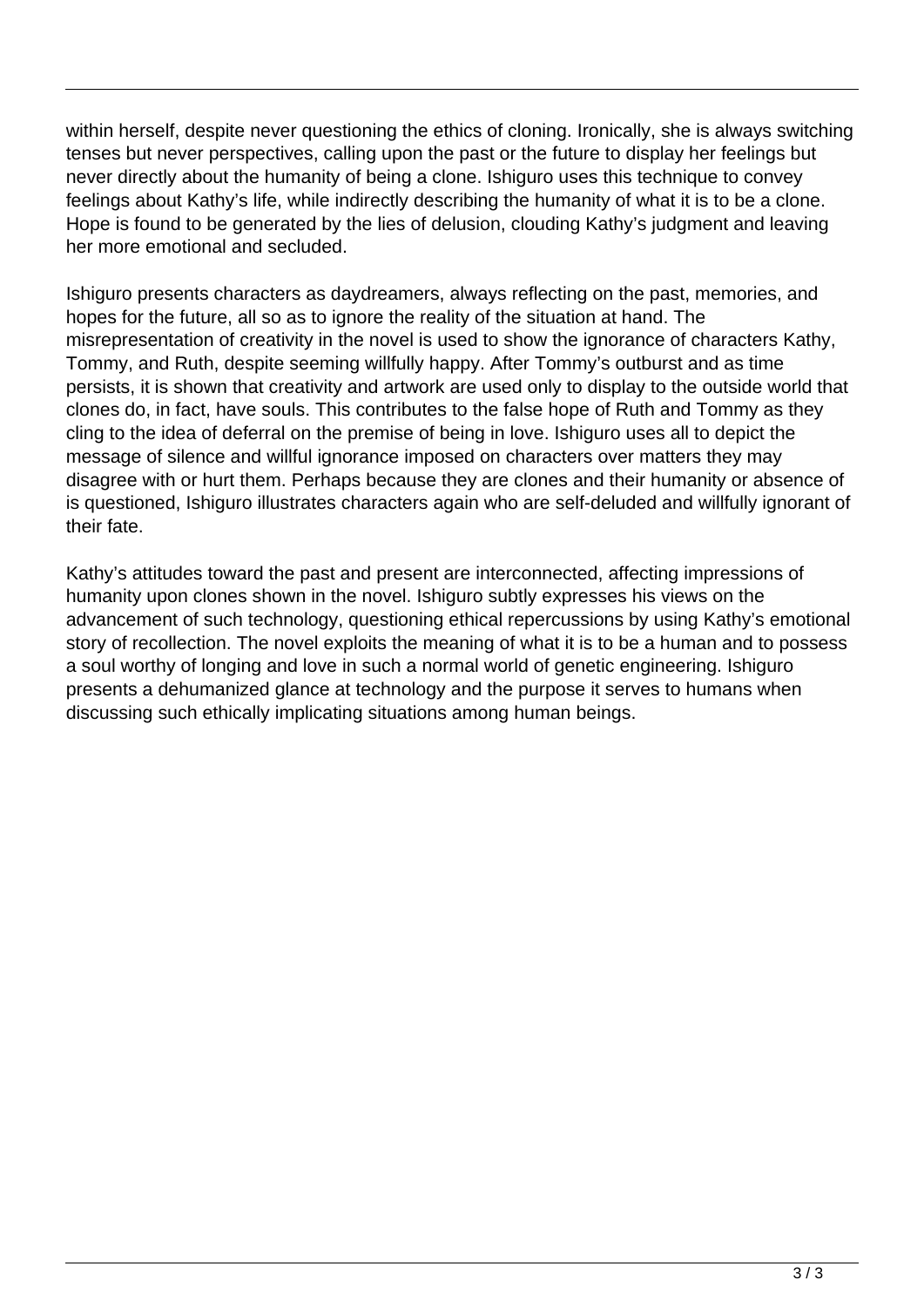within herself, despite never questioning the ethics of cloning. Ironically, she is always switching tenses but never perspectives, calling upon the past or the future to display her feelings but never directly about the humanity of being a clone. Ishiguro uses this technique to convey feelings about Kathy's life, while indirectly describing the humanity of what it is to be a clone. Hope is found to be generated by the lies of delusion, clouding Kathy's judgment and leaving her more emotional and secluded.

Ishiguro presents characters as daydreamers, always reflecting on the past, memories, and hopes for the future, all so as to ignore the reality of the situation at hand. The misrepresentation of creativity in the novel is used to show the ignorance of characters Kathy, Tommy, and Ruth, despite seeming willfully happy. After Tommy's outburst and as time persists, it is shown that creativity and artwork are used only to display to the outside world that clones do, in fact, have souls. This contributes to the false hope of Ruth and Tommy as they cling to the idea of deferral on the premise of being in love. Ishiguro uses all to depict the message of silence and willful ignorance imposed on characters over matters they may disagree with or hurt them. Perhaps because they are clones and their humanity or absence of is questioned, Ishiguro illustrates characters again who are self-deluded and willfully ignorant of their fate.

Kathy's attitudes toward the past and present are interconnected, affecting impressions of humanity upon clones shown in the novel. Ishiguro subtly expresses his views on the advancement of such technology, questioning ethical repercussions by using Kathy's emotional story of recollection. The novel exploits the meaning of what it is to be a human and to possess a soul worthy of longing and love in such a normal world of genetic engineering. Ishiguro presents a dehumanized glance at technology and the purpose it serves to humans when discussing such ethically implicating situations among human beings.